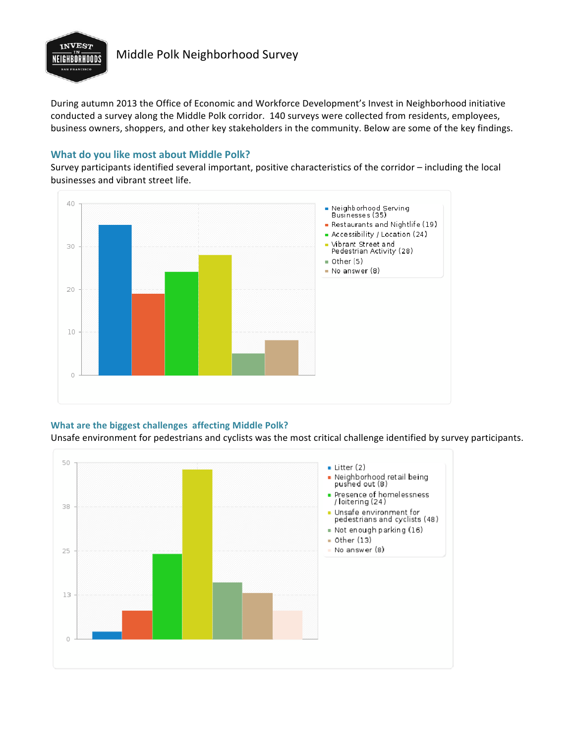# Middle Polk Neighborhood Survey

During autumn 2013 the Office of Economic and Workforce Development's Invest in Neighborhood initiative conducted a survey along the Middle Polk corridor. 140 surveys were collected from residents, employees, business owners, shoppers, and other key stakeholders in the community. Below are some of the key findings.

## What do you like most about Middle Polk?

Survey participants identified several important, positive characteristics of the corridor – including the local businesses and vibrant street life.

- Neighborhood Serving Businesses (35)
- Restaurants and Nightlife (19)
- Accessibility / Location (24)
- Vibrant Street and Pedestrian Activity (28)
- Other (5)
- No answer (8)

## What are the biggest challenges affecting Middle Polk?

Unsafe environment for pedestrians and cyclists was the most critical challenge identified by survey participants.

- Litter (2)
- Neighborhood retail being pushed out (8)
- Presence of homelessness / loitering (24)
- Unsafe environment for pedestrians and cyclists (48)
- Not enough parking (16)
- Other (13)
- No answer (8)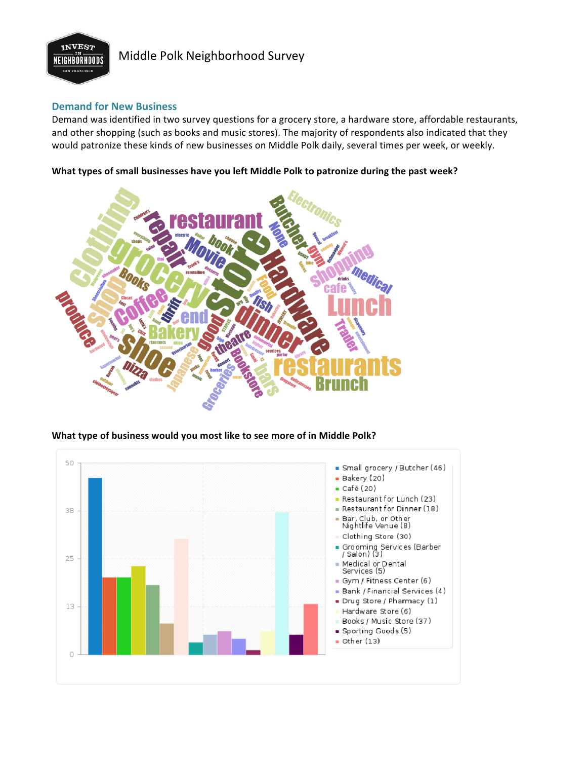## Demand for New Business

Demand was identified in two survey questions for a grocery store, a hardware store, affordable restaurants, and other shopping (such as books and music stores). The majority of respondents also indicated that they would patronize these kinds of new businesses on Middle Polk daily, several times per week, or weekly.

**What types of small businesses have you left Middle Polk to patronize during the past week?**

**What type of business would you most like to see more of in Middle Polk?**

| Business Type | Responses |
|---|---|
| Small grocery / Butcher | 46 |
| Bakery | 20 |
| Café | 20 |
| Restaurant for Lunch | 23 |
| Restaurant for Dinner | 18 |
| Bar, Club, or Other Nightlife Venue | 8 |
| Clothing Store | 30 |
| Grooming Services (Barber / Salon) | 3 |
| Medical or Dental Services | 5 |
| Gym / Fitness Center | 6 |
| Bank / Financial Services | 4 |
| Drug Store / Pharmacy | 1 |
| Hardware Store | 6 |
| Books / Music Store | 37 |
| Sporting Goods | 5 |
| Other | 13 |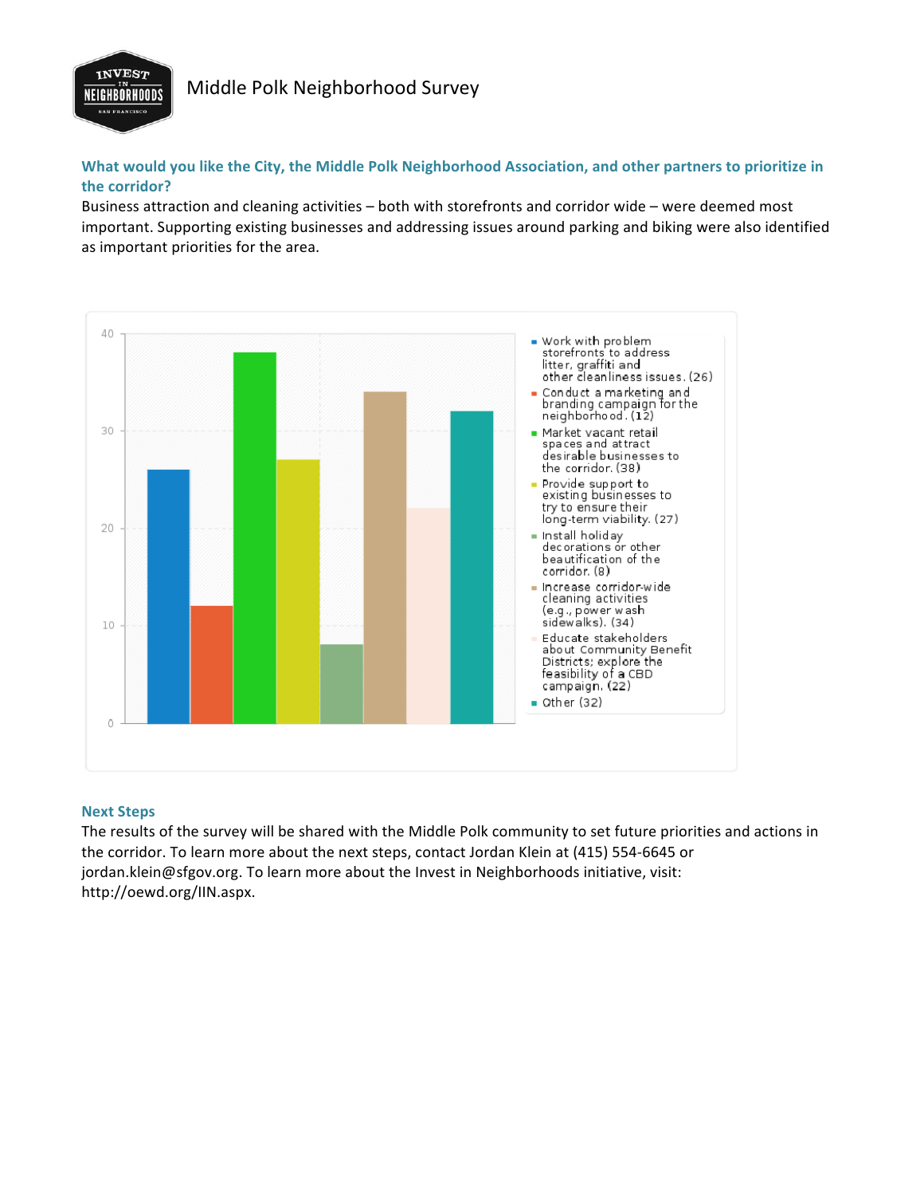Middle Polk Neighborhood Survey

### What would you like the City, the Middle Polk Neighborhood Association, and other partners to prioritize in the corridor?

Business attraction and cleaning activities – both with storefronts and corridor wide – were deemed most important. Supporting existing businesses and addressing issues around parking and biking were also identified as important priorities for the area.

40
30
20
10
0

- Work with problem storefronts to address litter, graffiti and other cleanliness issues. (26)
- Conduct a marketing and branding campaign for the neighborhood. (12)
- Market vacant retail spaces and attract desirable businesses to the corridor. (38)
- Provide support to existing businesses to try to ensure their long-term viability. (27)
- Install holiday decorations or other beautification of the corridor. (8)
- Increase corridor-wide cleaning activities (e.g., power wash sidewalks). (34)
- Educate stakeholders about Community Benefit Districts; explore the feasibility of a CBD campaign. (22)
- Other (32)

### Next Steps

The results of the survey will be shared with the Middle Polk community to set future priorities and actions in the corridor. To learn more about the next steps, contact Jordan Klein at (415) 554-6645 or jordan.klein@sfgov.org. To learn more about the Invest in Neighborhoods initiative, visit: http://oewd.org/IIN.aspx.